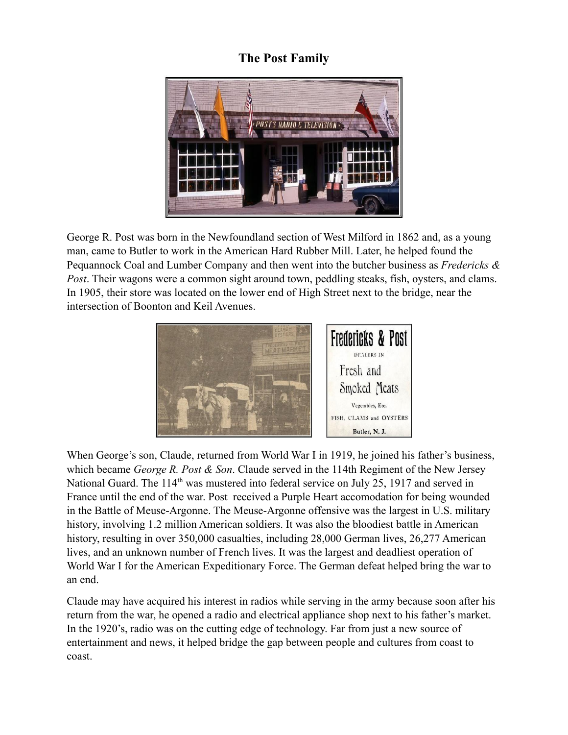# The Post Family

George R. Post was born in the Newfoundland section of West Milford in 1862 and, as a young man, came to Butler to work in the American Hard Rubber Mill. Later, he helped found the Pequannock Coal and Lumber Company and then went into the butcher business as *Fredericks & Post*. Their wagons were a common sight around town, peddling steaks, fish, oysters, and clams. In 1905, their store was located on the lower end of High Street next to the bridge, near the intersection of Boonton and Keil Avenues.

When George's son, Claude, returned from World War I in 1919, he joined his father's business, which became *George R. Post & Son*. Claude served in the 114th Regiment of the New Jersey National Guard. The 114th was mustered into federal service on July 25, 1917 and served in France until the end of the war. Post received a Purple Heart accomodation for being wounded in the Battle of Meuse-Argonne. The Meuse-Argonne offensive was the largest in U.S. military history, involving 1.2 million American soldiers. It was also the bloodiest battle in American history, resulting in over 350,000 casualties, including 28,000 German lives, 26,277 American lives, and an unknown number of French lives. It was the largest and deadliest operation of World War I for the American Expeditionary Force. The German defeat helped bring the war to an end.

Claude may have acquired his interest in radios while serving in the army because soon after his return from the war, he opened a radio and electrical appliance shop next to his father's market. In the 1920's, radio was on the cutting edge of technology. Far from just a new source of entertainment and news, it helped bridge the gap between people and cultures from coast to coast.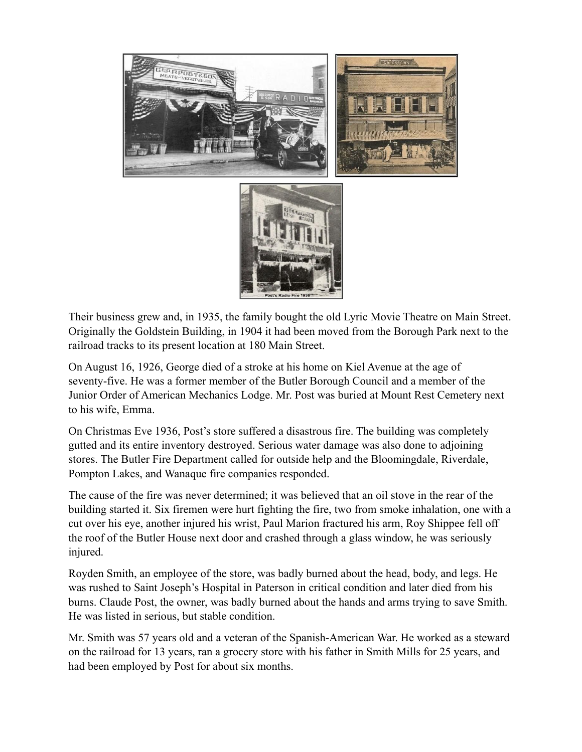Their business grew and, in 1935, the family bought the old Lyric Movie Theatre on Main Street. Originally the Goldstein Building, in 1904 it had been moved from the Borough Park next to the railroad tracks to its present location at 180 Main Street.

On August 16, 1926, George died of a stroke at his home on Kiel Avenue at the age of seventy-five. He was a former member of the Butler Borough Council and a member of the Junior Order of American Mechanics Lodge. Mr. Post was buried at Mount Rest Cemetery next to his wife, Emma.

On Christmas Eve 1936, Post's store suffered a disastrous fire. The building was completely gutted and its entire inventory destroyed. Serious water damage was also done to adjoining stores. The Butler Fire Department called for outside help and the Bloomingdale, Riverdale, Pompton Lakes, and Wanaque fire companies responded.

The cause of the fire was never determined; it was believed that an oil stove in the rear of the building started it. Six firemen were hurt fighting the fire, two from smoke inhalation, one with a cut over his eye, another injured his wrist, Paul Marion fractured his arm, Roy Shippee fell off the roof of the Butler House next door and crashed through a glass window, he was seriously injured.

Royden Smith, an employee of the store, was badly burned about the head, body, and legs. He was rushed to Saint Joseph's Hospital in Paterson in critical condition and later died from his burns. Claude Post, the owner, was badly burned about the hands and arms trying to save Smith. He was listed in serious, but stable condition.

Mr. Smith was 57 years old and a veteran of the Spanish-American War. He worked as a steward on the railroad for 13 years, ran a grocery store with his father in Smith Mills for 25 years, and had been employed by Post for about six months.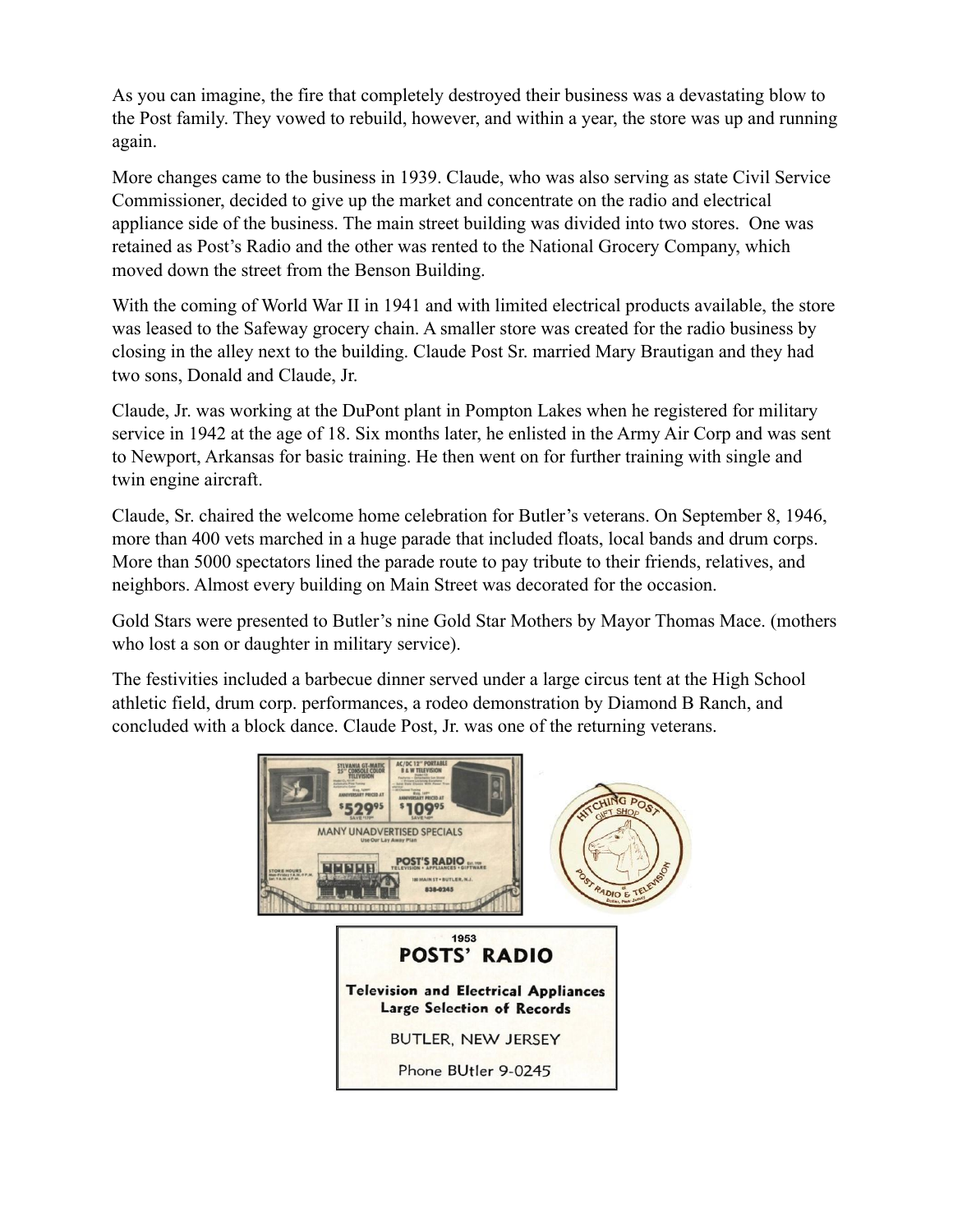As you can imagine, the fire that completely destroyed their business was a devastating blow to the Post family. They vowed to rebuild, however, and within a year, the store was up and running again.

More changes came to the business in 1939. Claude, who was also serving as state Civil Service Commissioner, decided to give up the market and concentrate on the radio and electrical appliance side of the business. The main street building was divided into two stores. One was retained as Post's Radio and the other was rented to the National Grocery Company, which moved down the street from the Benson Building.

With the coming of World War II in 1941 and with limited electrical products available, the store was leased to the Safeway grocery chain. A smaller store was created for the radio business by closing in the alley next to the building. Claude Post Sr. married Mary Brautigan and they had two sons, Donald and Claude, Jr.

Claude, Jr. was working at the DuPont plant in Pompton Lakes when he registered for military service in 1942 at the age of 18. Six months later, he enlisted in the Army Air Corp and was sent to Newport, Arkansas for basic training. He then went on for further training with single and twin engine aircraft.

Claude, Sr. chaired the welcome home celebration for Butler's veterans. On September 8, 1946, more than 400 vets marched in a huge parade that included floats, local bands and drum corps. More than 5000 spectators lined the parade route to pay tribute to their friends, relatives, and neighbors. Almost every building on Main Street was decorated for the occasion.

Gold Stars were presented to Butler's nine Gold Star Mothers by Mayor Thomas Mace. (mothers who lost a son or daughter in military service).

The festivities included a barbecue dinner served under a large circus tent at the High School athletic field, drum corp. performances, a rodeo demonstration by Diamond B Ranch, and concluded with a block dance. Claude Post, Jr. was one of the returning veterans.

1953

**POSTS' RADIO**

**Television and Electrical Appliances**
**Large Selection of Records**

BUTLER, NEW JERSEY

Phone BUtler 9-0245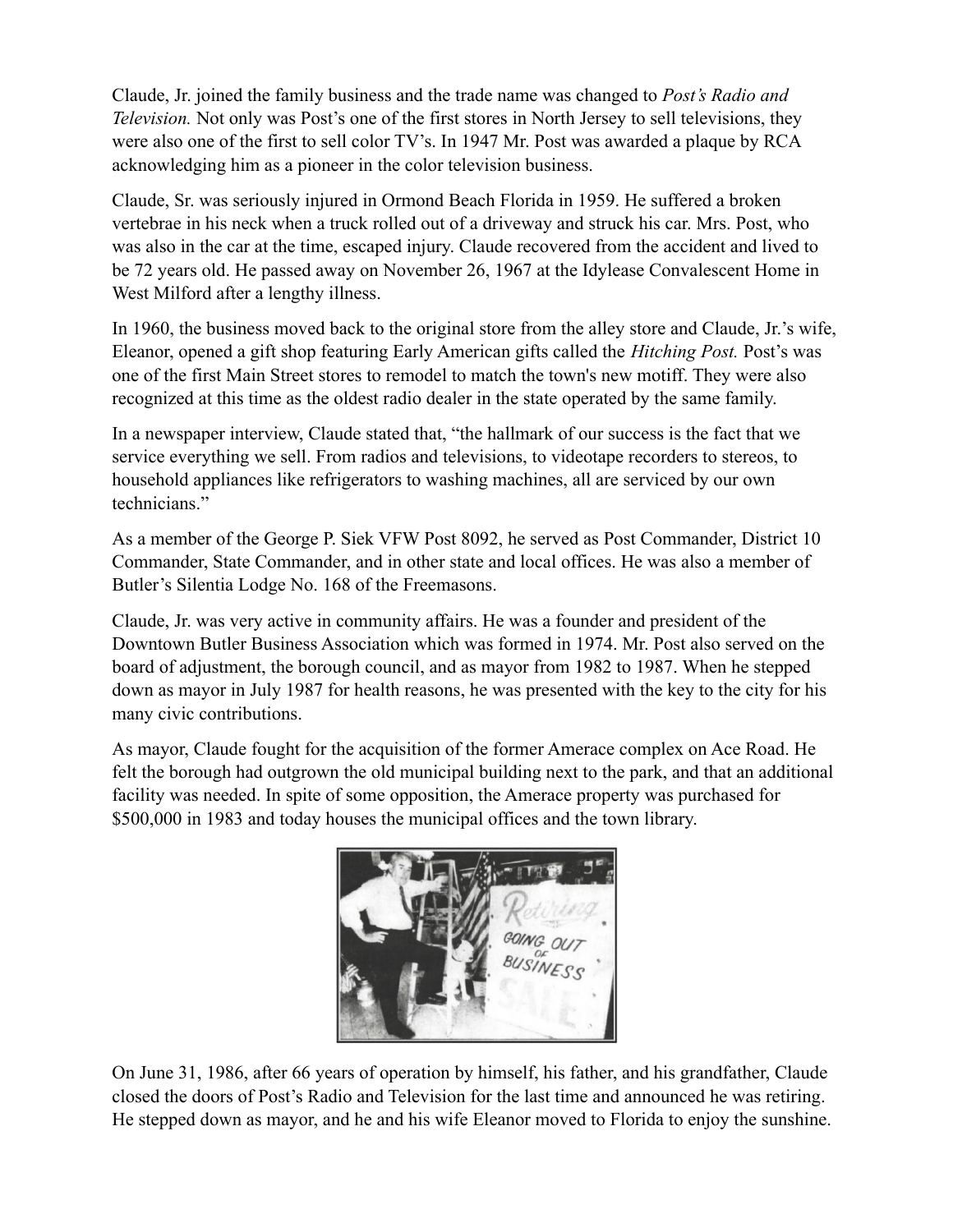Claude, Jr. joined the family business and the trade name was changed to *Post's Radio and Television.* Not only was Post's one of the first stores in North Jersey to sell televisions, they were also one of the first to sell color TV's. In 1947 Mr. Post was awarded a plaque by RCA acknowledging him as a pioneer in the color television business.

Claude, Sr. was seriously injured in Ormond Beach Florida in 1959. He suffered a broken vertebrae in his neck when a truck rolled out of a driveway and struck his car. Mrs. Post, who was also in the car at the time, escaped injury. Claude recovered from the accident and lived to be 72 years old. He passed away on November 26, 1967 at the Idylease Convalescent Home in West Milford after a lengthy illness.

In 1960, the business moved back to the original store from the alley store and Claude, Jr.'s wife, Eleanor, opened a gift shop featuring Early American gifts called the *Hitching Post.* Post's was one of the first Main Street stores to remodel to match the town's new motiff. They were also recognized at this time as the oldest radio dealer in the state operated by the same family.

In a newspaper interview, Claude stated that, "the hallmark of our success is the fact that we service everything we sell. From radios and televisions, to videotape recorders to stereos, to household appliances like refrigerators to washing machines, all are serviced by our own technicians."

As a member of the George P. Siek VFW Post 8092, he served as Post Commander, District 10 Commander, State Commander, and in other state and local offices. He was also a member of Butler's Silentia Lodge No. 168 of the Freemasons.

Claude, Jr. was very active in community affairs. He was a founder and president of the Downtown Butler Business Association which was formed in 1974. Mr. Post also served on the board of adjustment, the borough council, and as mayor from 1982 to 1987. When he stepped down as mayor in July 1987 for health reasons, he was presented with the key to the city for his many civic contributions.

As mayor, Claude fought for the acquisition of the former Amerace complex on Ace Road. He felt the borough had outgrown the old municipal building next to the park, and that an additional facility was needed. In spite of some opposition, the Amerace property was purchased for $500,000 in 1983 and today houses the municipal offices and the town library.

On June 31, 1986, after 66 years of operation by himself, his father, and his grandfather, Claude closed the doors of Post's Radio and Television for the last time and announced he was retiring. He stepped down as mayor, and he and his wife Eleanor moved to Florida to enjoy the sunshine.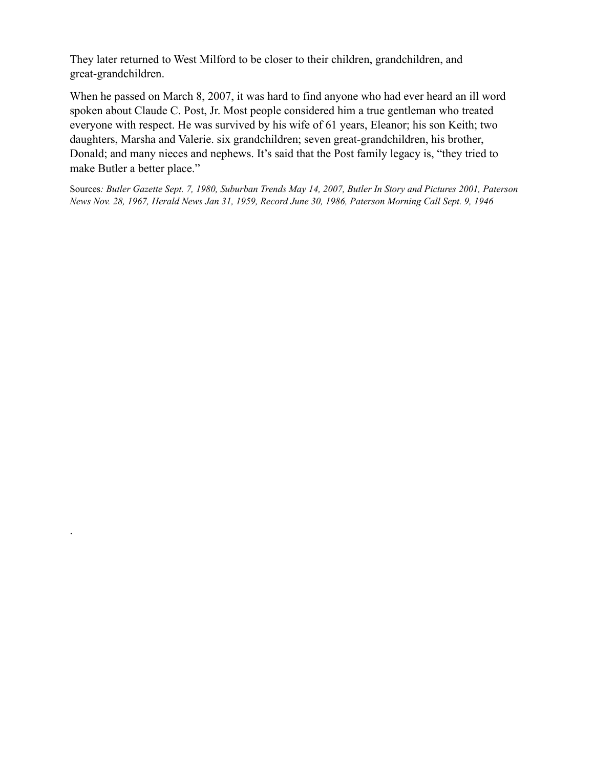They later returned to West Milford to be closer to their children, grandchildren, and great-grandchildren.

When he passed on March 8, 2007, it was hard to find anyone who had ever heard an ill word spoken about Claude C. Post, Jr. Most people considered him a true gentleman who treated everyone with respect. He was survived by his wife of 61 years, Eleanor; his son Keith; two daughters, Marsha and Valerie. six grandchildren; seven great-grandchildren, his brother, Donald; and many nieces and nephews. It's said that the Post family legacy is, "they tried to make Butler a better place."

Sources*: Butler Gazette Sept. 7, 1980, Suburban Trends May 14, 2007, Butler In Story and Pictures 2001, Paterson News Nov. 28, 1967, Herald News Jan 31, 1959, Record June 30, 1986, Paterson Morning Call Sept. 9, 1946*